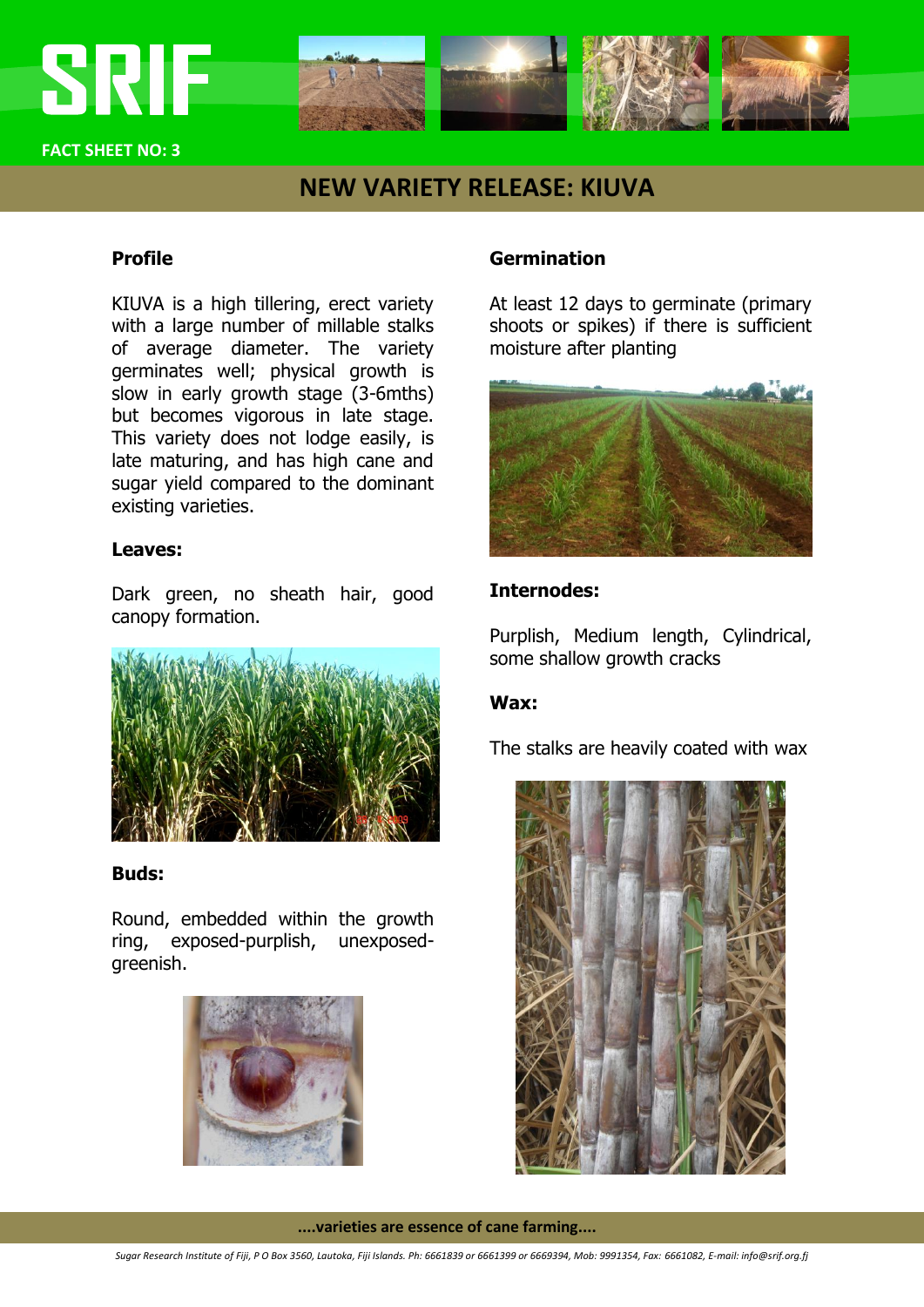# SRIF

FACT SHEET NO: 3

## NEW VARIETY RELEASE: KIUVA

### Profile

KIUVA is a high tillering, erect variety with a large number of millable stalks of average diameter. The variety germinates well; physical growth is slow in early growth stage (3-6mths) but becomes vigorous in late stage. This variety does not lodge easily, is late maturing, and has high cane and sugar yield compared to the dominant existing varieties.

### Leaves:

Dark green, no sheath hair, good canopy formation.

### Buds:

Round, embedded within the growth ring, exposed-purplish, unexposed-greenish.

### Germination

At least 12 days to germinate (primary shoots or spikes) if there is sufficient moisture after planting

### Internodes:

Purplish, Medium length, Cylindrical, some shallow growth cracks

### Wax:

The stalks are heavily coated with wax

**....varieties are essence of cane farming....**

*Sugar Research Institute of Fiji, P O Box 3560, Lautoka, Fiji Islands. Ph: 6661839 or 6661399 or 6669394, Mob: 9991354, Fax: 6661082, E-mail: info@srif.org.fj*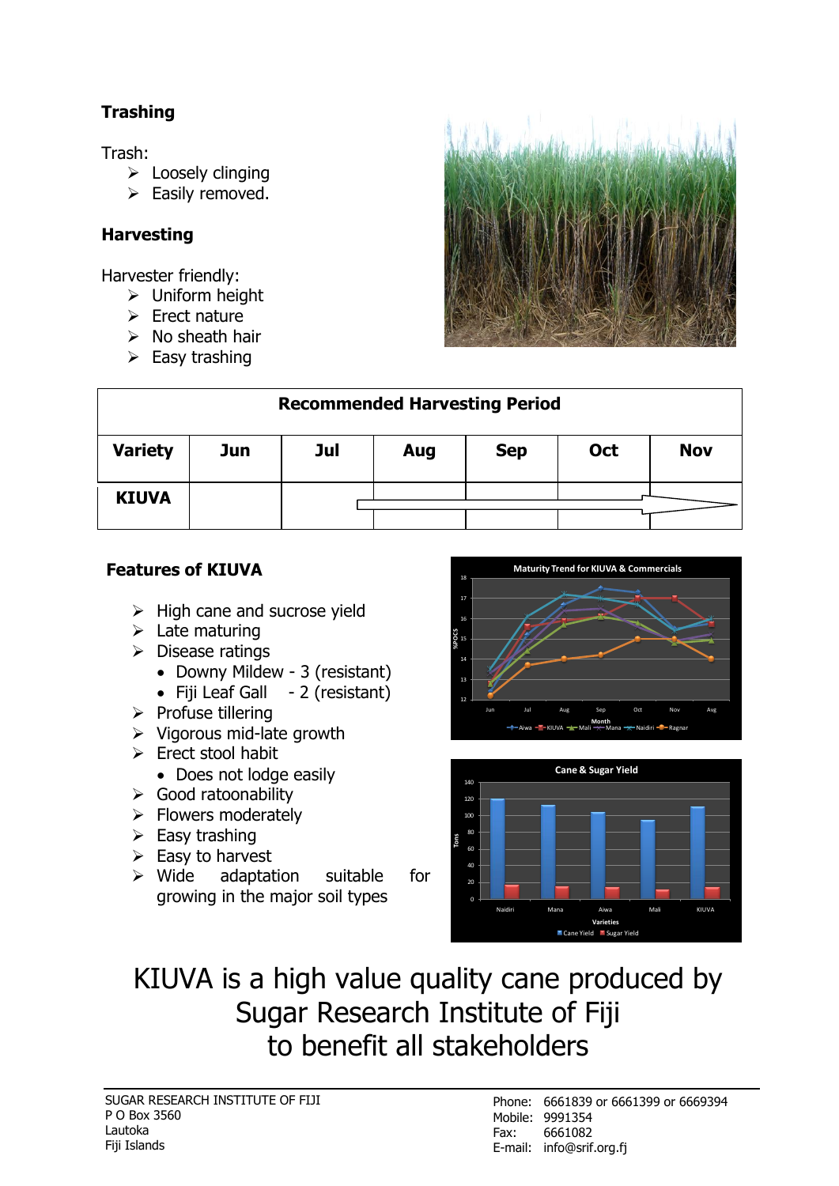## Trashing

Trash:

- Loosely clinging
- Easily removed.

## Harvesting

Harvester friendly:

- Uniform height
- Erect nature
- No sheath hair
- Easy trashing

| Recommended Harvesting Period | | | | | | |
|---|---|---|---|---|---|---|
| Variety | Jun | Jul | Aug | Sep | Oct | Nov |
| KIUVA | | | | | | |

## Features of KIUVA

- High cane and sucrose yield
- Late maturing
- Disease ratings
  - Downy Mildew - 3 (resistant)
  - Fiji Leaf Gall - 2 (resistant)
- Profuse tillering
- Vigorous mid-late growth
- Erect stool habit
  - Does not lodge easily
- Good ratoonability
- Flowers moderately
- Easy trashing
- Easy to harvest
- Wide adaptation suitable for growing in the major soil types

Maturity Trend for KIUVA & Commercials

%POCS

18
17
16
15
14
13
12

Jun Jul Aug Sep Oct Nov Avg

Month

Aiwa KIUVA Mali Mana Naidiri Ragnar

Cane & Sugar Yield

Tons

140
120
100
80
60
40
20
0

Naidiri Mana Aiwa Mali KIUVA

Varieties

Cane Yield Sugar Yield

KIUVA is a high value quality cane produced by Sugar Research Institute of Fiji to benefit all stakeholders

SUGAR RESEARCH INSTITUTE OF FIJI
P O Box 3560
Lautoka
Fiji Islands

Phone: 6661839 or 6661399 or 6669394
Mobile: 9991354
Fax: 6661082
E-mail: info@srif.org.fj